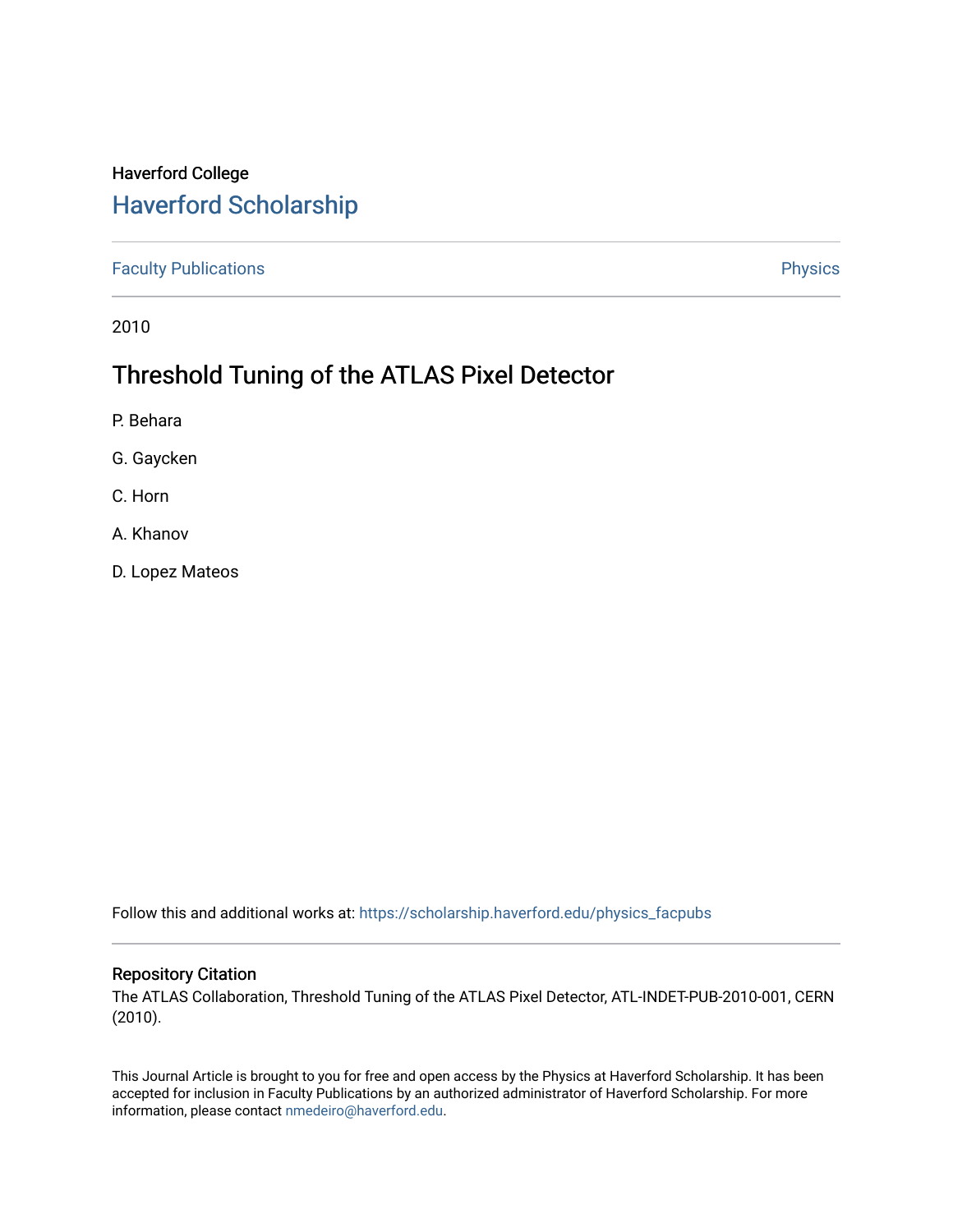Haverford College

# Haverford Scholarship

Faculty Publications | Physics

2010

## Threshold Tuning of the ATLAS Pixel Detector

P. Behara

G. Gaycken

C. Horn

A. Khanov

D. Lopez Mateos

Follow this and additional works at: https://scholarship.haverford.edu/physics_facpubs

### Repository Citation

The ATLAS Collaboration, Threshold Tuning of the ATLAS Pixel Detector, ATL-INDET-PUB-2010-001, CERN (2010).

This Journal Article is brought to you for free and open access by the Physics at Haverford Scholarship. It has been accepted for inclusion in Faculty Publications by an authorized administrator of Haverford Scholarship. For more information, please contact nmedeiro@haverford.edu.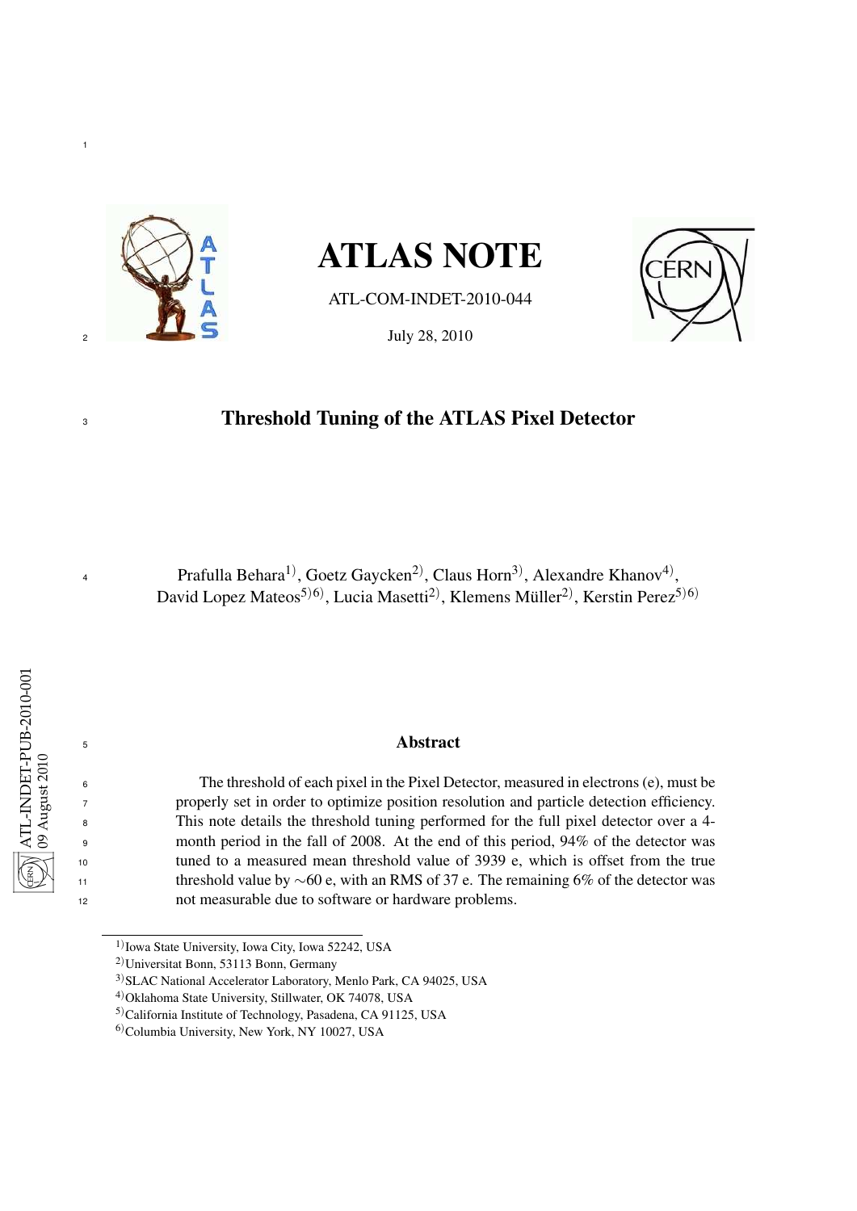# ATLAS NOTE

ATL-COM-INDET-2010-044

July 28, 2010

## Threshold Tuning of the ATLAS Pixel Detector

Prafulla Behara[1)], Goetz Gaycken[2)], Claus Horn[3)], Alexandre Khanov[4)], David Lopez Mateos[5)6)], Lucia Masetti[2)], Klemens Müller[2)], Kerstin Perez[5)6)]

### Abstract

The threshold of each pixel in the Pixel Detector, measured in electrons (e), must be properly set in order to optimize position resolution and particle detection efficiency. This note details the threshold tuning performed for the full pixel detector over a 4-month period in the fall of 2008. At the end of this period, 94% of the detector was tuned to a measured mean threshold value of 3939 e, which is offset from the true threshold value by ∼60 e, with an RMS of 37 e. The remaining 6% of the detector was not measurable due to software or hardware problems.

---

[1)] Iowa State University, Iowa City, Iowa 52242, USA
[2)] Universitat Bonn, 53113 Bonn, Germany
[3)] SLAC National Accelerator Laboratory, Menlo Park, CA 94025, USA
[4)] Oklahoma State University, Stillwater, OK 74078, USA
[5)] California Institute of Technology, Pasadena, CA 91125, USA
[6)] Columbia University, New York, NY 10027, USA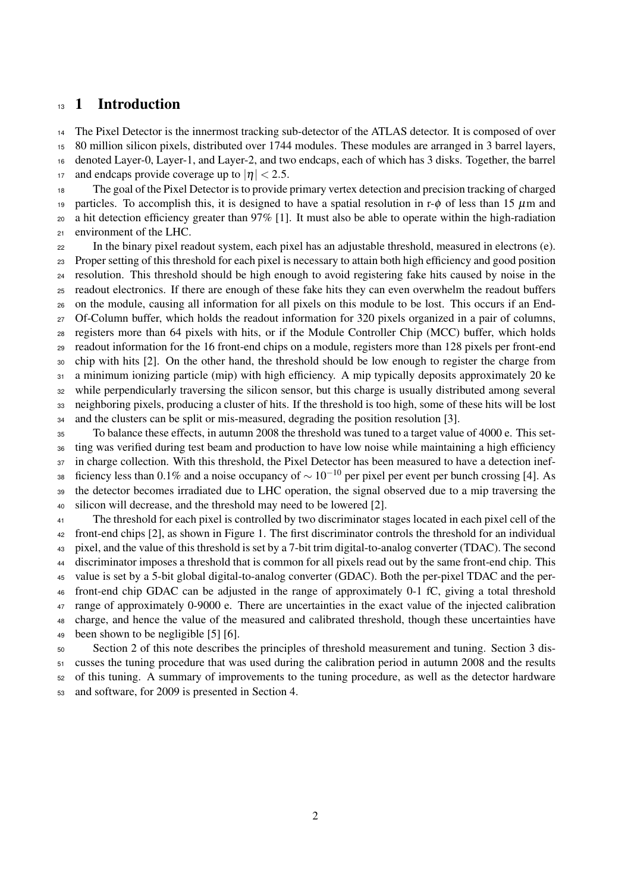# 1 Introduction

The Pixel Detector is the innermost tracking sub-detector of the ATLAS detector. It is composed of over 80 million silicon pixels, distributed over 1744 modules. These modules are arranged in 3 barrel layers, denoted Layer-0, Layer-1, and Layer-2, and two endcaps, each of which has 3 disks. Together, the barrel and endcaps provide coverage up to $|\eta| < 2.5$.

The goal of the Pixel Detector is to provide primary vertex detection and precision tracking of charged particles. To accomplish this, it is designed to have a spatial resolution in r-$\phi$ of less than 15 $\mu$m and a hit detection efficiency greater than 97% [1]. It must also be able to operate within the high-radiation environment of the LHC.

In the binary pixel readout system, each pixel has an adjustable threshold, measured in electrons (e). Proper setting of this threshold for each pixel is necessary to attain both high efficiency and good position resolution. This threshold should be high enough to avoid registering fake hits caused by noise in the readout electronics. If there are enough of these fake hits they can even overwhelm the readout buffers on the module, causing all information for all pixels on this module to be lost. This occurs if an End-Of-Column buffer, which holds the readout information for 320 pixels organized in a pair of columns, registers more than 64 pixels with hits, or if the Module Controller Chip (MCC) buffer, which holds readout information for the 16 front-end chips on a module, registers more than 128 pixels per front-end chip with hits [2]. On the other hand, the threshold should be low enough to register the charge from a minimum ionizing particle (mip) with high efficiency. A mip typically deposits approximately 20 ke while perpendicularly traversing the silicon sensor, but this charge is usually distributed among several neighboring pixels, producing a cluster of hits. If the threshold is too high, some of these hits will be lost and the clusters can be split or mis-measured, degrading the position resolution [3].

To balance these effects, in autumn 2008 the threshold was tuned to a target value of 4000 e. This setting was verified during test beam and production to have low noise while maintaining a high efficiency in charge collection. With this threshold, the Pixel Detector has been measured to have a detection inefficiency less than 0.1% and a noise occupancy of $\sim 10^{-10}$ per pixel per event per bunch crossing [4]. As the detector becomes irradiated due to LHC operation, the signal observed due to a mip traversing the silicon will decrease, and the threshold may need to be lowered [2].

The threshold for each pixel is controlled by two discriminator stages located in each pixel cell of the front-end chips [2], as shown in Figure 1. The first discriminator controls the threshold for an individual pixel, and the value of this threshold is set by a 7-bit trim digital-to-analog converter (TDAC). The second discriminator imposes a threshold that is common for all pixels read out by the same front-end chip. This value is set by a 5-bit global digital-to-analog converter (GDAC). Both the per-pixel TDAC and the per-front-end chip GDAC can be adjusted in the range of approximately 0-1 fC, giving a total threshold range of approximately 0-9000 e. There are uncertainties in the exact value of the injected calibration charge, and hence the value of the measured and calibrated threshold, though these uncertainties have been shown to be negligible [5] [6].

Section 2 of this note describes the principles of threshold measurement and tuning. Section 3 discusses the tuning procedure that was used during the calibration period in autumn 2008 and the results of this tuning. A summary of improvements to the tuning procedure, as well as the detector hardware and software, for 2009 is presented in Section 4.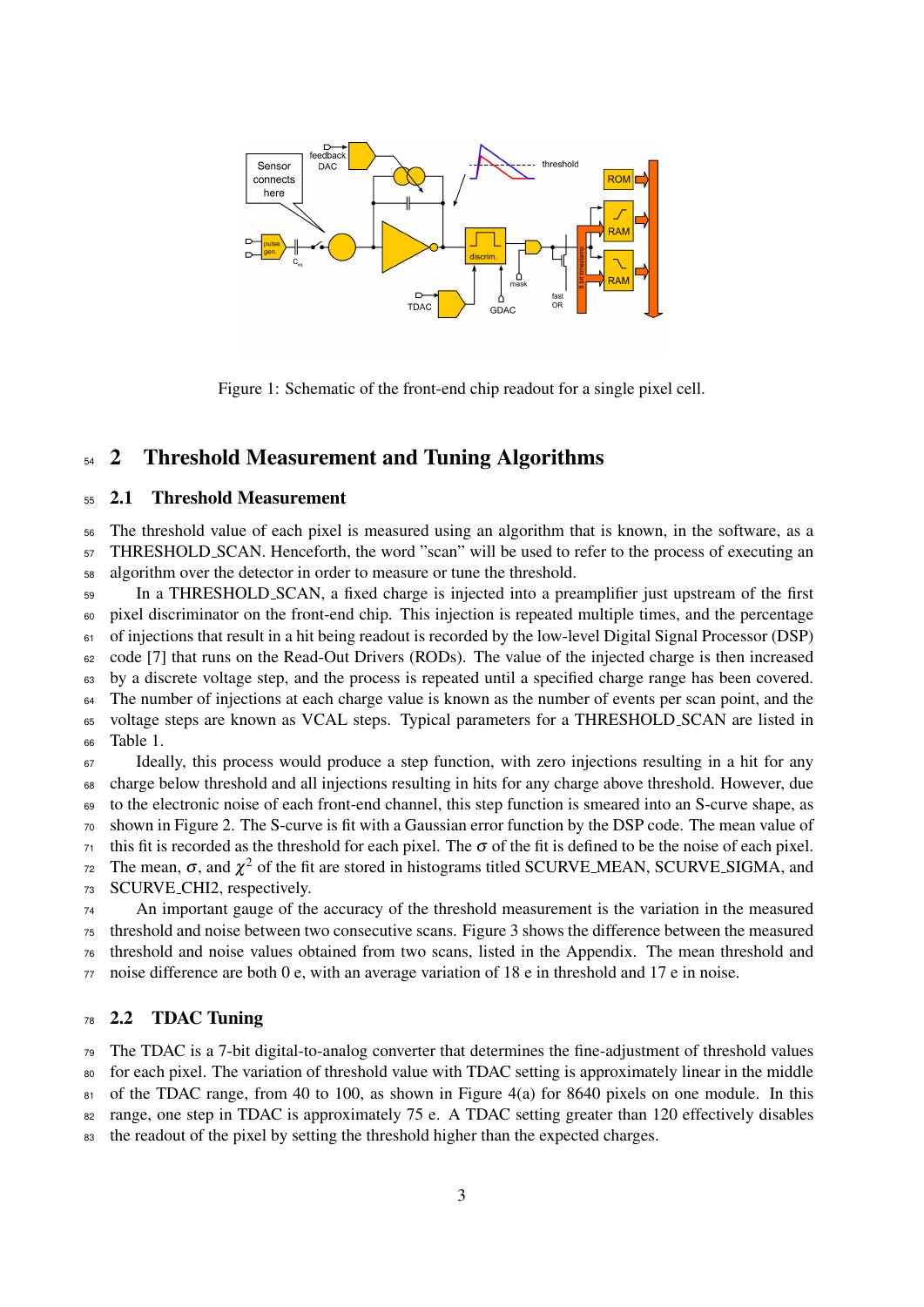Figure 1: Schematic of the front-end chip readout for a single pixel cell.

## 2 Threshold Measurement and Tuning Algorithms

### 2.1 Threshold Measurement

The threshold value of each pixel is measured using an algorithm that is known, in the software, as a THRESHOLD_SCAN. Henceforth, the word "scan" will be used to refer to the process of executing an algorithm over the detector in order to measure or tune the threshold.

In a THRESHOLD_SCAN, a fixed charge is injected into a preamplifier just upstream of the first pixel discriminator on the front-end chip. This injection is repeated multiple times, and the percentage of injections that result in a hit being readout is recorded by the low-level Digital Signal Processor (DSP) code [7] that runs on the Read-Out Drivers (RODs). The value of the injected charge is then increased by a discrete voltage step, and the process is repeated until a specified charge range has been covered. The number of injections at each charge value is known as the number of events per scan point, and the voltage steps are known as VCAL steps. Typical parameters for a THRESHOLD_SCAN are listed in Table 1.

Ideally, this process would produce a step function, with zero injections resulting in a hit for any charge below threshold and all injections resulting in hits for any charge above threshold. However, due to the electronic noise of each front-end channel, this step function is smeared into an S-curve shape, as shown in Figure 2. The S-curve is fit with a Gaussian error function by the DSP code. The mean value of this fit is recorded as the threshold for each pixel. The $\sigma$ of the fit is defined to be the noise of each pixel. The mean, $\sigma$, and $\chi^2$ of the fit are stored in histograms titled SCURVE_MEAN, SCURVE_SIGMA, and SCURVE_CHI2, respectively.

An important gauge of the accuracy of the threshold measurement is the variation in the measured threshold and noise between two consecutive scans. Figure 3 shows the difference between the measured threshold and noise values obtained from two scans, listed in the Appendix. The mean threshold and noise difference are both 0 e, with an average variation of 18 e in threshold and 17 e in noise.

### 2.2 TDAC Tuning

The TDAC is a 7-bit digital-to-analog converter that determines the fine-adjustment of threshold values for each pixel. The variation of threshold value with TDAC setting is approximately linear in the middle of the TDAC range, from 40 to 100, as shown in Figure 4(a) for 8640 pixels on one module. In this range, one step in TDAC is approximately 75 e. A TDAC setting greater than 120 effectively disables the readout of the pixel by setting the threshold higher than the expected charges.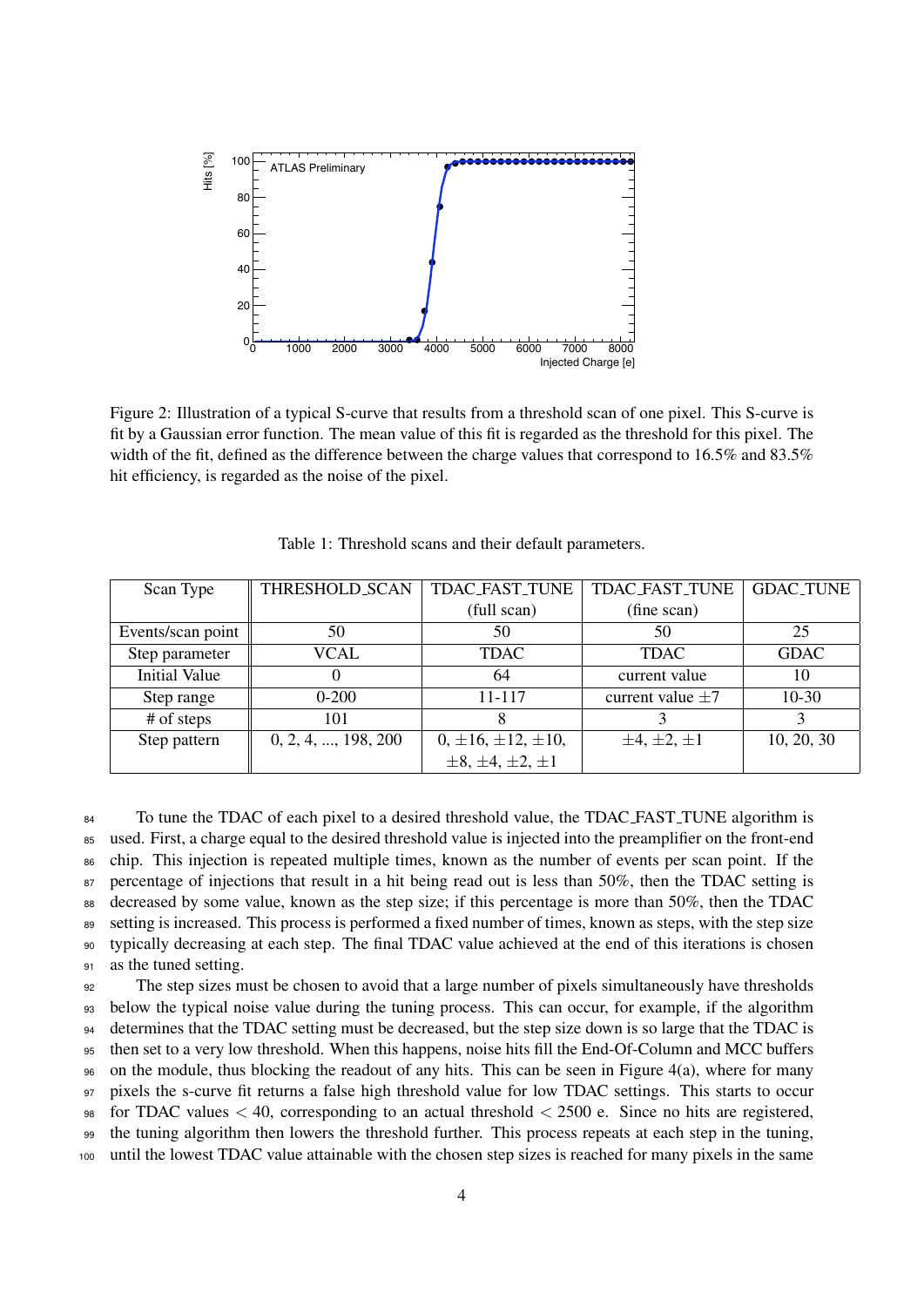Figure 2: Illustration of a typical S-curve that results from a threshold scan of one pixel. This S-curve is fit by a Gaussian error function. The mean value of this fit is regarded as the threshold for this pixel. The width of the fit, defined as the difference between the charge values that correspond to 16.5% and 83.5% hit efficiency, is regarded as the noise of the pixel.

Table 1: Threshold scans and their default parameters.

| Scan Type | THRESHOLD_SCAN | TDAC_FAST_TUNE (full scan) | TDAC_FAST_TUNE (fine scan) | GDAC_TUNE |
|---|---|---|---|---|
| Events/scan point | 50 | 50 | 50 | 25 |
| Step parameter | VCAL | TDAC | TDAC | GDAC |
| Initial Value | 0 | 64 | current value | 10 |
| Step range | 0-200 | 11-117 | current value $\pm 7$ | 10-30 |
| # of steps | 101 | 8 | 3 | 3 |
| Step pattern | 0, 2, 4, ..., 198, 200 | 0, $\pm 16$, $\pm 12$, $\pm 10$, $\pm 8$, $\pm 4$, $\pm 2$, $\pm 1$ | $\pm 4$, $\pm 2$, $\pm 1$ | 10, 20, 30 |

To tune the TDAC of each pixel to a desired threshold value, the TDAC_FAST_TUNE algorithm is used. First, a charge equal to the desired threshold value is injected into the preamplifier on the front-end chip. This injection is repeated multiple times, known as the number of events per scan point. If the percentage of injections that result in a hit being read out is less than 50%, then the TDAC setting is decreased by some value, known as the step size; if this percentage is more than 50%, then the TDAC setting is increased. This process is performed a fixed number of times, known as steps, with the step size typically decreasing at each step. The final TDAC value achieved at the end of this iterations is chosen as the tuned setting.

The step sizes must be chosen to avoid that a large number of pixels simultaneously have thresholds below the typical noise value during the tuning process. This can occur, for example, if the algorithm determines that the TDAC setting must be decreased, but the step size down is so large that the TDAC is then set to a very low threshold. When this happens, noise hits fill the End-Of-Column and MCC buffers on the module, thus blocking the readout of any hits. This can be seen in Figure 4(a), where for many pixels the s-curve fit returns a false high threshold value for low TDAC settings. This starts to occur for TDAC values $< 40$, corresponding to an actual threshold $< 2500$ e. Since no hits are registered, the tuning algorithm then lowers the threshold further. This process repeats at each step in the tuning, until the lowest TDAC value attainable with the chosen step sizes is reached for many pixels in the same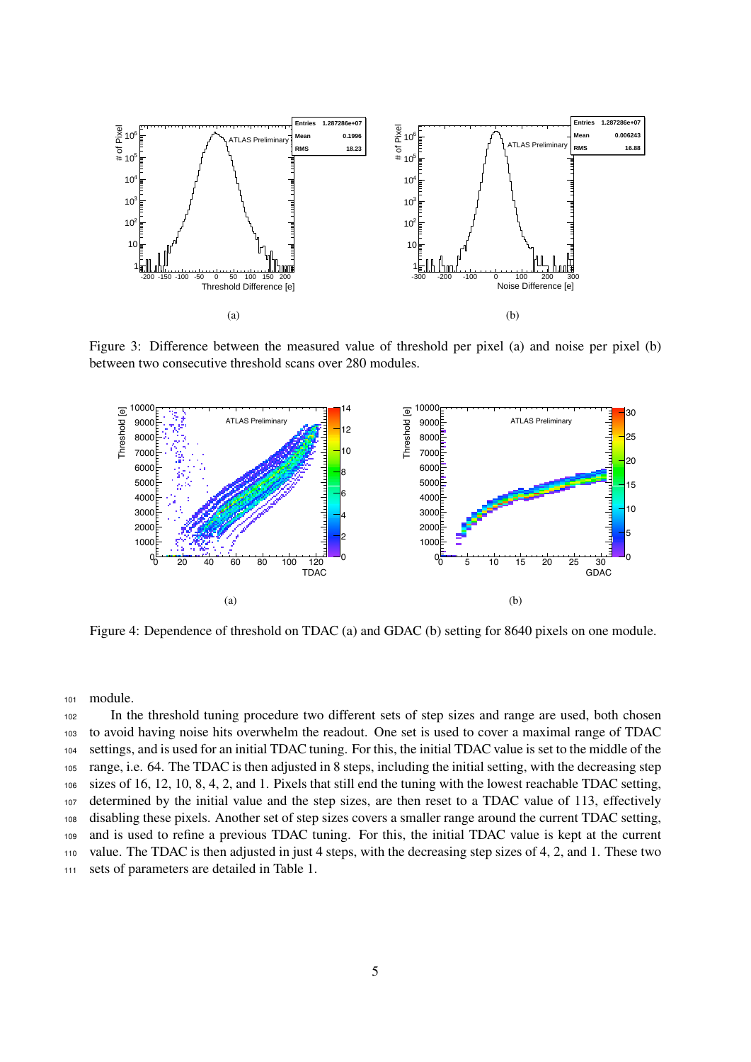Figure 3: Difference between the measured value of threshold per pixel (a) and noise per pixel (b) between two consecutive threshold scans over 280 modules.

Figure 4: Dependence of threshold on TDAC (a) and GDAC (b) setting for 8640 pixels on one module.

module.

In the threshold tuning procedure two different sets of step sizes and range are used, both chosen to avoid having noise hits overwhelm the readout. One set is used to cover a maximal range of TDAC settings, and is used for an initial TDAC tuning. For this, the initial TDAC value is set to the middle of the range, i.e. 64. The TDAC is then adjusted in 8 steps, including the initial setting, with the decreasing step sizes of 16, 12, 10, 8, 4, 2, and 1. Pixels that still end the tuning with the lowest reachable TDAC setting, determined by the initial value and the step sizes, are then reset to a TDAC value of 113, effectively disabling these pixels. Another set of step sizes covers a smaller range around the current TDAC setting, and is used to refine a previous TDAC tuning. For this, the initial TDAC value is kept at the current value. The TDAC is then adjusted in just 4 steps, with the decreasing step sizes of 4, 2, and 1. These two sets of parameters are detailed in Table 1.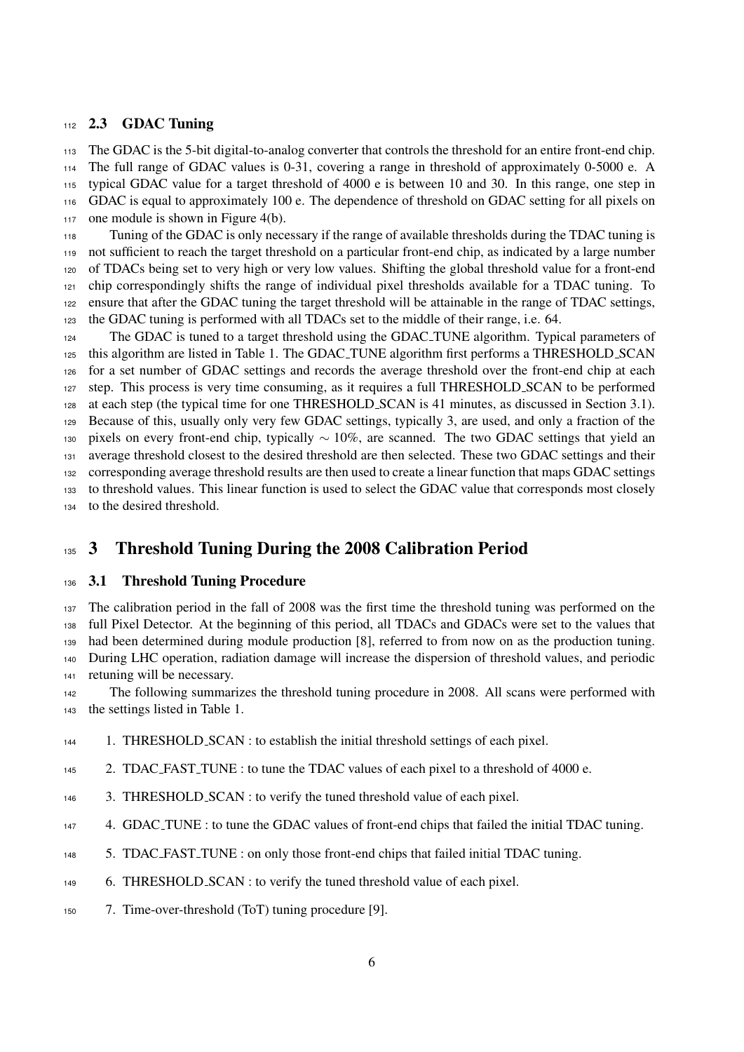### 2.3 GDAC Tuning

The GDAC is the 5-bit digital-to-analog converter that controls the threshold for an entire front-end chip. The full range of GDAC values is 0-31, covering a range in threshold of approximately 0-5000 e. A typical GDAC value for a target threshold of 4000 e is between 10 and 30. In this range, one step in GDAC is equal to approximately 100 e. The dependence of threshold on GDAC setting for all pixels on one module is shown in Figure 4(b).

Tuning of the GDAC is only necessary if the range of available thresholds during the TDAC tuning is not sufficient to reach the target threshold on a particular front-end chip, as indicated by a large number of TDACs being set to very high or very low values. Shifting the global threshold value for a front-end chip correspondingly shifts the range of individual pixel thresholds available for a TDAC tuning. To ensure that after the GDAC tuning the target threshold will be attainable in the range of TDAC settings, the GDAC tuning is performed with all TDACs set to the middle of their range, i.e. 64.

The GDAC is tuned to a target threshold using the GDAC_TUNE algorithm. Typical parameters of this algorithm are listed in Table 1. The GDAC_TUNE algorithm first performs a THRESHOLD_SCAN for a set number of GDAC settings and records the average threshold over the front-end chip at each step. This process is very time consuming, as it requires a full THRESHOLD_SCAN to be performed at each step (the typical time for one THRESHOLD_SCAN is 41 minutes, as discussed in Section 3.1). Because of this, usually only very few GDAC settings, typically 3, are used, and only a fraction of the pixels on every front-end chip, typically $\sim 10\%$, are scanned. The two GDAC settings that yield an average threshold closest to the desired threshold are then selected. These two GDAC settings and their corresponding average threshold results are then used to create a linear function that maps GDAC settings to threshold values. This linear function is used to select the GDAC value that corresponds most closely to the desired threshold.

# 3 Threshold Tuning During the 2008 Calibration Period

### 3.1 Threshold Tuning Procedure

The calibration period in the fall of 2008 was the first time the threshold tuning was performed on the full Pixel Detector. At the beginning of this period, all TDACs and GDACs were set to the values that had been determined during module production [8], referred to from now on as the production tuning. During LHC operation, radiation damage will increase the dispersion of threshold values, and periodic retuning will be necessary.

The following summarizes the threshold tuning procedure in 2008. All scans were performed with the settings listed in Table 1.

1. THRESHOLD_SCAN : to establish the initial threshold settings of each pixel.
2. TDAC_FAST_TUNE : to tune the TDAC values of each pixel to a threshold of 4000 e.
3. THRESHOLD_SCAN : to verify the tuned threshold value of each pixel.
4. GDAC_TUNE : to tune the GDAC values of front-end chips that failed the initial TDAC tuning.
5. TDAC_FAST_TUNE : on only those front-end chips that failed initial TDAC tuning.
6. THRESHOLD_SCAN : to verify the tuned threshold value of each pixel.
7. Time-over-threshold (ToT) tuning procedure [9].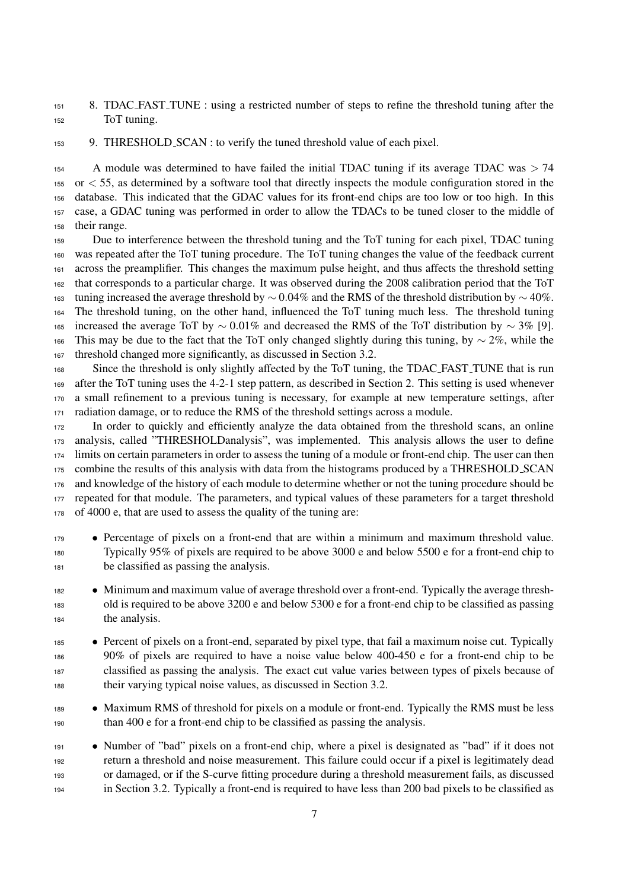8. TDAC_FAST_TUNE : using a restricted number of steps to refine the threshold tuning after the ToT tuning.

9. THRESHOLD_SCAN : to verify the tuned threshold value of each pixel.

A module was determined to have failed the initial TDAC tuning if its average TDAC was $> 74$ or $< 55$, as determined by a software tool that directly inspects the module configuration stored in the database. This indicated that the GDAC values for its front-end chips are too low or too high. In this case, a GDAC tuning was performed in order to allow the TDACs to be tuned closer to the middle of their range.

Due to interference between the threshold tuning and the ToT tuning for each pixel, TDAC tuning was repeated after the ToT tuning procedure. The ToT tuning changes the value of the feedback current across the preamplifier. This changes the maximum pulse height, and thus affects the threshold setting that corresponds to a particular charge. It was observed during the 2008 calibration period that the ToT tuning increased the average threshold by $\sim 0.04\%$ and the RMS of the threshold distribution by $\sim 40\%$. The threshold tuning, on the other hand, influenced the ToT tuning much less. The threshold tuning increased the average ToT by $\sim 0.01\%$ and decreased the RMS of the ToT distribution by $\sim 3\%$ [9]. This may be due to the fact that the ToT only changed slightly during this tuning, by $\sim 2\%$, while the threshold changed more significantly, as discussed in Section 3.2.

Since the threshold is only slightly affected by the ToT tuning, the TDAC_FAST_TUNE that is run after the ToT tuning uses the 4-2-1 step pattern, as described in Section 2. This setting is used whenever a small refinement to a previous tuning is necessary, for example at new temperature settings, after radiation damage, or to reduce the RMS of the threshold settings across a module.

In order to quickly and efficiently analyze the data obtained from the threshold scans, an online analysis, called "THRESHOLDanalysis", was implemented. This analysis allows the user to define limits on certain parameters in order to assess the tuning of a module or front-end chip. The user can then combine the results of this analysis with data from the histograms produced by a THRESHOLD_SCAN and knowledge of the history of each module to determine whether or not the tuning procedure should be repeated for that module. The parameters, and typical values of these parameters for a target threshold of 4000 e, that are used to assess the quality of the tuning are:

- Percentage of pixels on a front-end that are within a minimum and maximum threshold value. Typically 95% of pixels are required to be above 3000 e and below 5500 e for a front-end chip to be classified as passing the analysis.
- Minimum and maximum value of average threshold over a front-end. Typically the average threshold is required to be above 3200 e and below 5300 e for a front-end chip to be classified as passing the analysis.
- Percent of pixels on a front-end, separated by pixel type, that fail a maximum noise cut. Typically 90% of pixels are required to have a noise value below 400-450 e for a front-end chip to be classified as passing the analysis. The exact cut value varies between types of pixels because of their varying typical noise values, as discussed in Section 3.2.
- Maximum RMS of threshold for pixels on a module or front-end. Typically the RMS must be less than 400 e for a front-end chip to be classified as passing the analysis.
- Number of "bad" pixels on a front-end chip, where a pixel is designated as "bad" if it does not return a threshold and noise measurement. This failure could occur if a pixel is legitimately dead or damaged, or if the S-curve fitting procedure during a threshold measurement fails, as discussed in Section 3.2. Typically a front-end is required to have less than 200 bad pixels to be classified as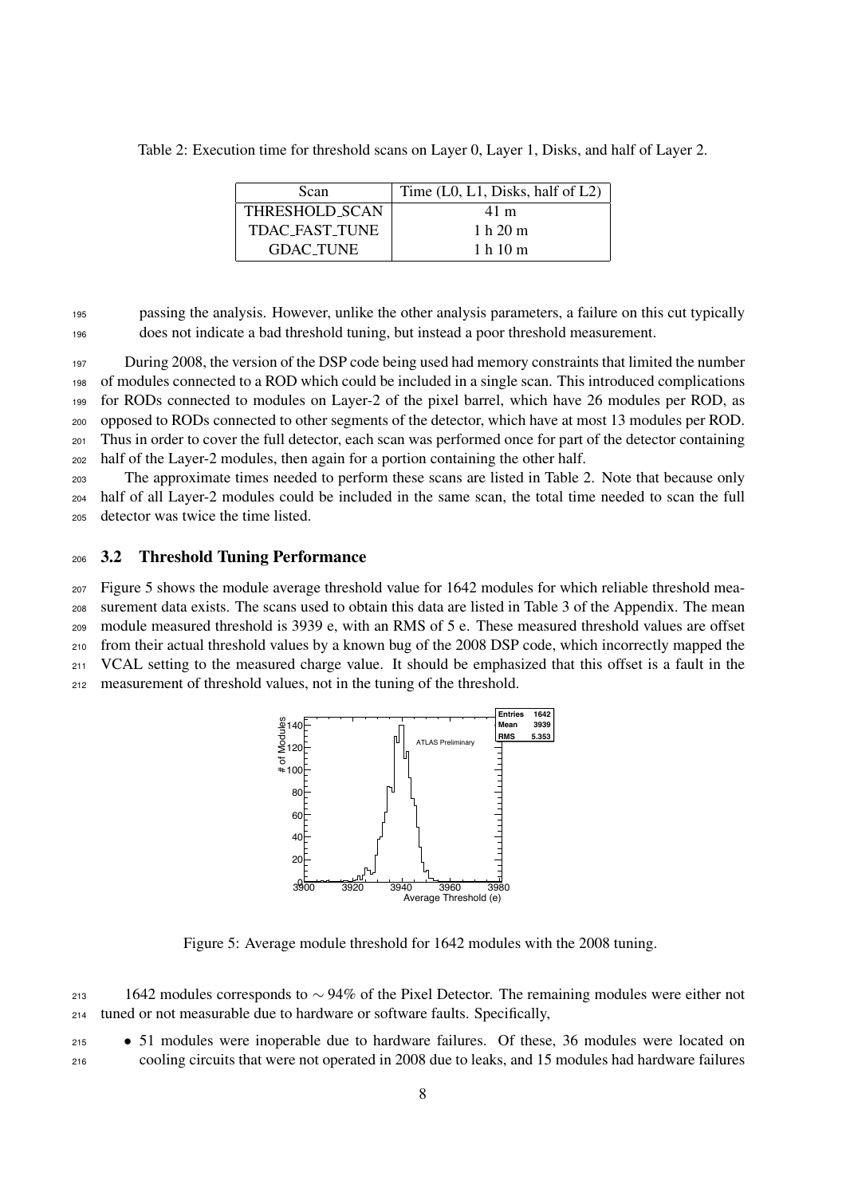Table 2: Execution time for threshold scans on Layer 0, Layer 1, Disks, and half of Layer 2.

| Scan | Time (L0, L1, Disks, half of L2) |
|---|---|
| THRESHOLD_SCAN | 41 m |
| TDAC_FAST_TUNE | 1 h 20 m |
| GDAC_TUNE | 1 h 10 m |

passing the analysis. However, unlike the other analysis parameters, a failure on this cut typically does not indicate a bad threshold tuning, but instead a poor threshold measurement.

During 2008, the version of the DSP code being used had memory constraints that limited the number of modules connected to a ROD which could be included in a single scan. This introduced complications for RODs connected to modules on Layer-2 of the pixel barrel, which have 26 modules per ROD, as opposed to RODs connected to other segments of the detector, which have at most 13 modules per ROD. Thus in order to cover the full detector, each scan was performed once for part of the detector containing half of the Layer-2 modules, then again for a portion containing the other half.

The approximate times needed to perform these scans are listed in Table 2. Note that because only half of all Layer-2 modules could be included in the same scan, the total time needed to scan the full detector was twice the time listed.

### 3.2 Threshold Tuning Performance

Figure 5 shows the module average threshold value for 1642 modules for which reliable threshold measurement data exists. The scans used to obtain this data are listed in Table 3 of the Appendix. The mean module measured threshold is 3939 e, with an RMS of 5 e. These measured threshold values are offset from their actual threshold values by a known bug of the 2008 DSP code, which incorrectly mapped the VCAL setting to the measured charge value. It should be emphasized that this offset is a fault in the measurement of threshold values, not in the tuning of the threshold.

Figure 5: Average module threshold for 1642 modules with the 2008 tuning.

1642 modules corresponds to $\sim 94\%$ of the Pixel Detector. The remaining modules were either not tuned or not measurable due to hardware or software faults. Specifically,

- 51 modules were inoperable due to hardware failures. Of these, 36 modules were located on cooling circuits that were not operated in 2008 due to leaks, and 15 modules had hardware failures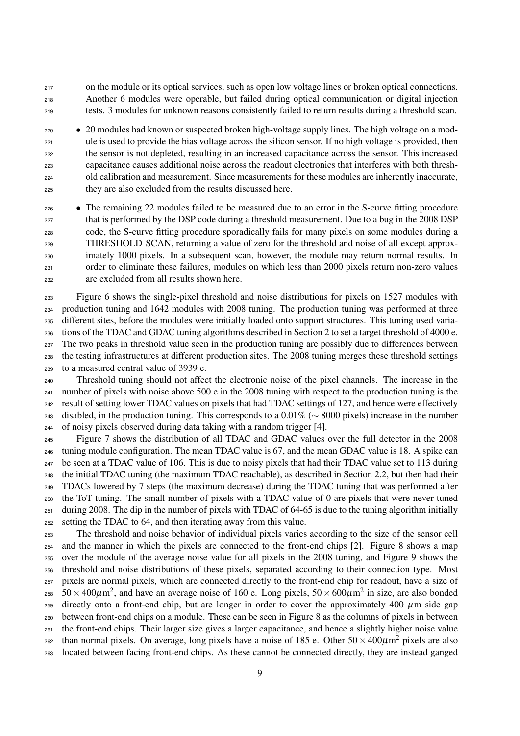on the module or its optical services, such as open low voltage lines or broken optical connections. Another 6 modules were operable, but failed during optical communication or digital injection tests. 3 modules for unknown reasons consistently failed to return results during a threshold scan.

- 20 modules had known or suspected broken high-voltage supply lines. The high voltage on a module is used to provide the bias voltage across the silicon sensor. If no high voltage is provided, then the sensor is not depleted, resulting in an increased capacitance across the sensor. This increased capacitance causes additional noise across the readout electronics that interferes with both threshold calibration and measurement. Since measurements for these modules are inherently inaccurate, they are also excluded from the results discussed here.

- The remaining 22 modules failed to be measured due to an error in the S-curve fitting procedure that is performed by the DSP code during a threshold measurement. Due to a bug in the 2008 DSP code, the S-curve fitting procedure sporadically fails for many pixels on some modules during a THRESHOLD_SCAN, returning a value of zero for the threshold and noise of all except approximately 1000 pixels. In a subsequent scan, however, the module may return normal results. In order to eliminate these failures, modules on which less than 2000 pixels return non-zero values are excluded from all results shown here.

Figure 6 shows the single-pixel threshold and noise distributions for pixels on 1527 modules with production tuning and 1642 modules with 2008 tuning. The production tuning was performed at three different sites, before the modules were initially loaded onto support structures. This tuning used variations of the TDAC and GDAC tuning algorithms described in Section 2 to set a target threshold of 4000 e. The two peaks in threshold value seen in the production tuning are possibly due to differences between the testing infrastructures at different production sites. The 2008 tuning merges these threshold settings to a measured central value of 3939 e.

Threshold tuning should not affect the electronic noise of the pixel channels. The increase in the number of pixels with noise above 500 e in the 2008 tuning with respect to the production tuning is the result of setting lower TDAC values on pixels that had TDAC settings of 127, and hence were effectively disabled, in the production tuning. This corresponds to a 0.01% ($\sim$ 8000 pixels) increase in the number of noisy pixels observed during data taking with a random trigger [4].

Figure 7 shows the distribution of all TDAC and GDAC values over the full detector in the 2008 tuning module configuration. The mean TDAC value is 67, and the mean GDAC value is 18. A spike can be seen at a TDAC value of 106. This is due to noisy pixels that had their TDAC value set to 113 during the initial TDAC tuning (the maximum TDAC reachable), as described in Section 2.2, but then had their TDACs lowered by 7 steps (the maximum decrease) during the TDAC tuning that was performed after the ToT tuning. The small number of pixels with a TDAC value of 0 are pixels that were never tuned during 2008. The dip in the number of pixels with TDAC of 64-65 is due to the tuning algorithm initially setting the TDAC to 64, and then iterating away from this value.

The threshold and noise behavior of individual pixels varies according to the size of the sensor cell and the manner in which the pixels are connected to the front-end chips [2]. Figure 8 shows a map over the module of the average noise value for all pixels in the 2008 tuning, and Figure 9 shows the threshold and noise distributions of these pixels, separated according to their connection type. Most pixels are normal pixels, which are connected directly to the front-end chip for readout, have a size of $50 \times 400 \mu\text{m}^2$, and have an average noise of 160 e. Long pixels, $50 \times 600 \mu\text{m}^2$ in size, are also bonded directly onto a front-end chip, but are longer in order to cover the approximately 400 $\mu$m side gap between front-end chips on a module. These can be seen in Figure 8 as the columns of pixels in between the front-end chips. Their larger size gives a larger capacitance, and hence a slightly higher noise value than normal pixels. On average, long pixels have a noise of 185 e. Other $50 \times 400 \mu\text{m}^2$ pixels are also located between facing front-end chips. As these cannot be connected directly, they are instead ganged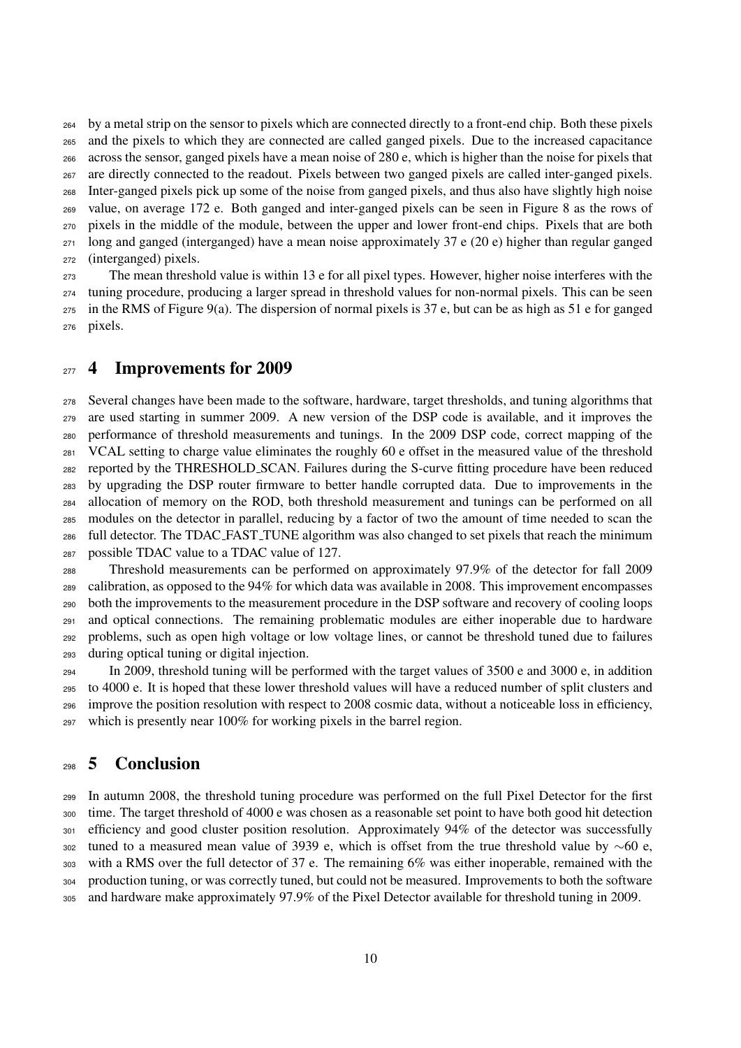by a metal strip on the sensor to pixels which are connected directly to a front-end chip. Both these pixels and the pixels to which they are connected are called ganged pixels. Due to the increased capacitance across the sensor, ganged pixels have a mean noise of 280 e, which is higher than the noise for pixels that are directly connected to the readout. Pixels between two ganged pixels are called inter-ganged pixels. Inter-ganged pixels pick up some of the noise from ganged pixels, and thus also have slightly high noise value, on average 172 e. Both ganged and inter-ganged pixels can be seen in Figure 8 as the rows of pixels in the middle of the module, between the upper and lower front-end chips. Pixels that are both long and ganged (interganged) have a mean noise approximately 37 e (20 e) higher than regular ganged (interganged) pixels.

The mean threshold value is within 13 e for all pixel types. However, higher noise interferes with the tuning procedure, producing a larger spread in threshold values for non-normal pixels. This can be seen in the RMS of Figure 9(a). The dispersion of normal pixels is 37 e, but can be as high as 51 e for ganged pixels.

## 4 Improvements for 2009

Several changes have been made to the software, hardware, target thresholds, and tuning algorithms that are used starting in summer 2009. A new version of the DSP code is available, and it improves the performance of threshold measurements and tunings. In the 2009 DSP code, correct mapping of the VCAL setting to charge value eliminates the roughly 60 e offset in the measured value of the threshold reported by the THRESHOLD_SCAN. Failures during the S-curve fitting procedure have been reduced by upgrading the DSP router firmware to better handle corrupted data. Due to improvements in the allocation of memory on the ROD, both threshold measurement and tunings can be performed on all modules on the detector in parallel, reducing by a factor of two the amount of time needed to scan the full detector. The TDAC_FAST_TUNE algorithm was also changed to set pixels that reach the minimum possible TDAC value to a TDAC value of 127.

Threshold measurements can be performed on approximately 97.9% of the detector for fall 2009 calibration, as opposed to the 94% for which data was available in 2008. This improvement encompasses both the improvements to the measurement procedure in the DSP software and recovery of cooling loops and optical connections. The remaining problematic modules are either inoperable due to hardware problems, such as open high voltage or low voltage lines, or cannot be threshold tuned due to failures during optical tuning or digital injection.

In 2009, threshold tuning will be performed with the target values of 3500 e and 3000 e, in addition to 4000 e. It is hoped that these lower threshold values will have a reduced number of split clusters and improve the position resolution with respect to 2008 cosmic data, without a noticeable loss in efficiency, which is presently near 100% for working pixels in the barrel region.

## 5 Conclusion

In autumn 2008, the threshold tuning procedure was performed on the full Pixel Detector for the first time. The target threshold of 4000 e was chosen as a reasonable set point to have both good hit detection efficiency and good cluster position resolution. Approximately 94% of the detector was successfully tuned to a measured mean value of 3939 e, which is offset from the true threshold value by $\sim$60 e, with a RMS over the full detector of 37 e. The remaining 6% was either inoperable, remained with the production tuning, or was correctly tuned, but could not be measured. Improvements to both the software and hardware make approximately 97.9% of the Pixel Detector available for threshold tuning in 2009.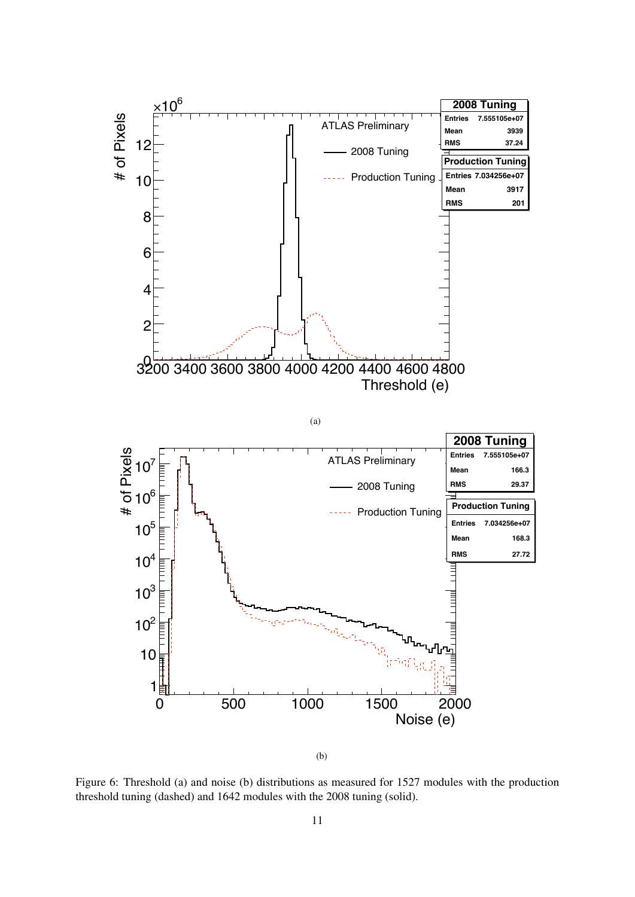(a)

(b)

Figure 6: Threshold (a) and noise (b) distributions as measured for 1527 modules with the production threshold tuning (dashed) and 1642 modules with the 2008 tuning (solid).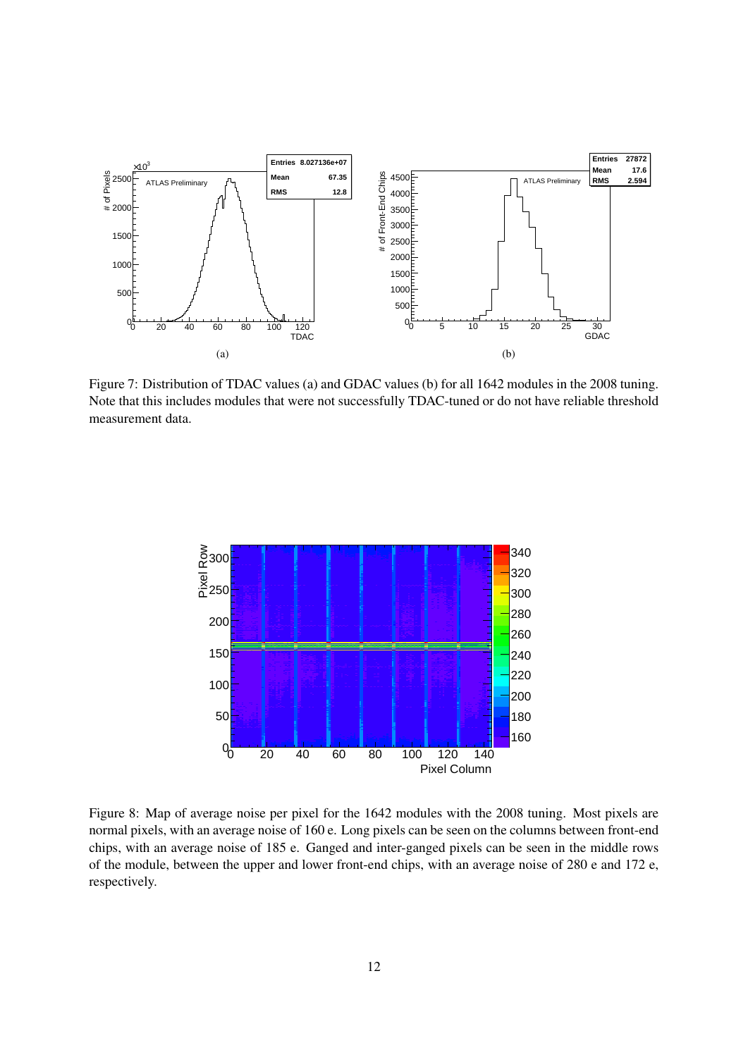Figure 7: Distribution of TDAC values (a) and GDAC values (b) for all 1642 modules in the 2008 tuning. Note that this includes modules that were not successfully TDAC-tuned or do not have reliable threshold measurement data.

Figure 8: Map of average noise per pixel for the 1642 modules with the 2008 tuning. Most pixels are normal pixels, with an average noise of 160 e. Long pixels can be seen on the columns between front-end chips, with an average noise of 185 e. Ganged and inter-ganged pixels can be seen in the middle rows of the module, between the upper and lower front-end chips, with an average noise of 280 e and 172 e, respectively.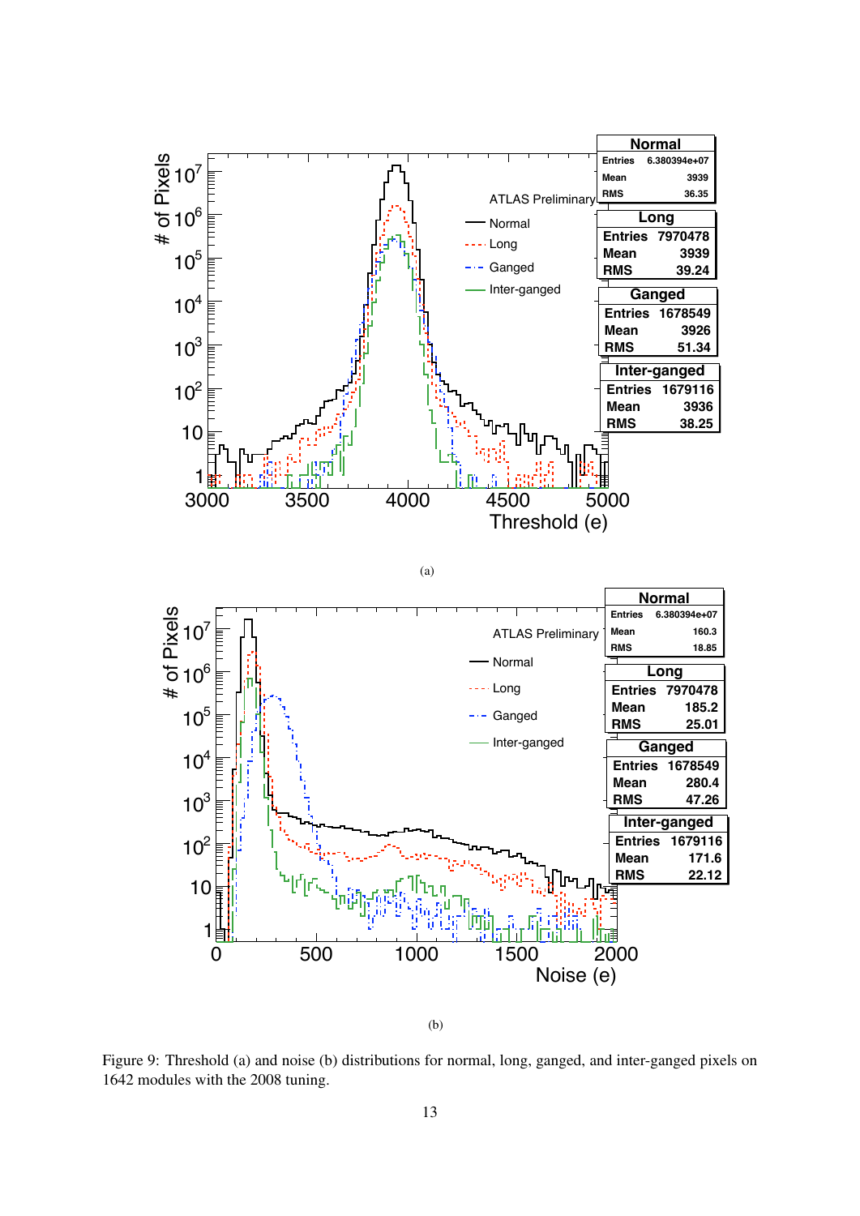(a)

(b)

Figure 9: Threshold (a) and noise (b) distributions for normal, long, ganged, and inter-ganged pixels on 1642 modules with the 2008 tuning.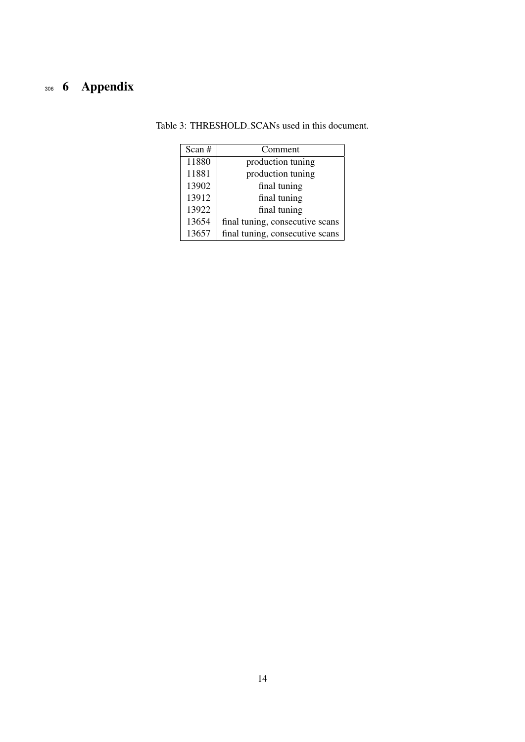# 6 Appendix

Table 3: THRESHOLD_SCANs used in this document.

| Scan # | Comment |
| --- | --- |
| 11880 | production tuning |
| 11881 | production tuning |
| 13902 | final tuning |
| 13912 | final tuning |
| 13922 | final tuning |
| 13654 | final tuning, consecutive scans |
| 13657 | final tuning, consecutive scans |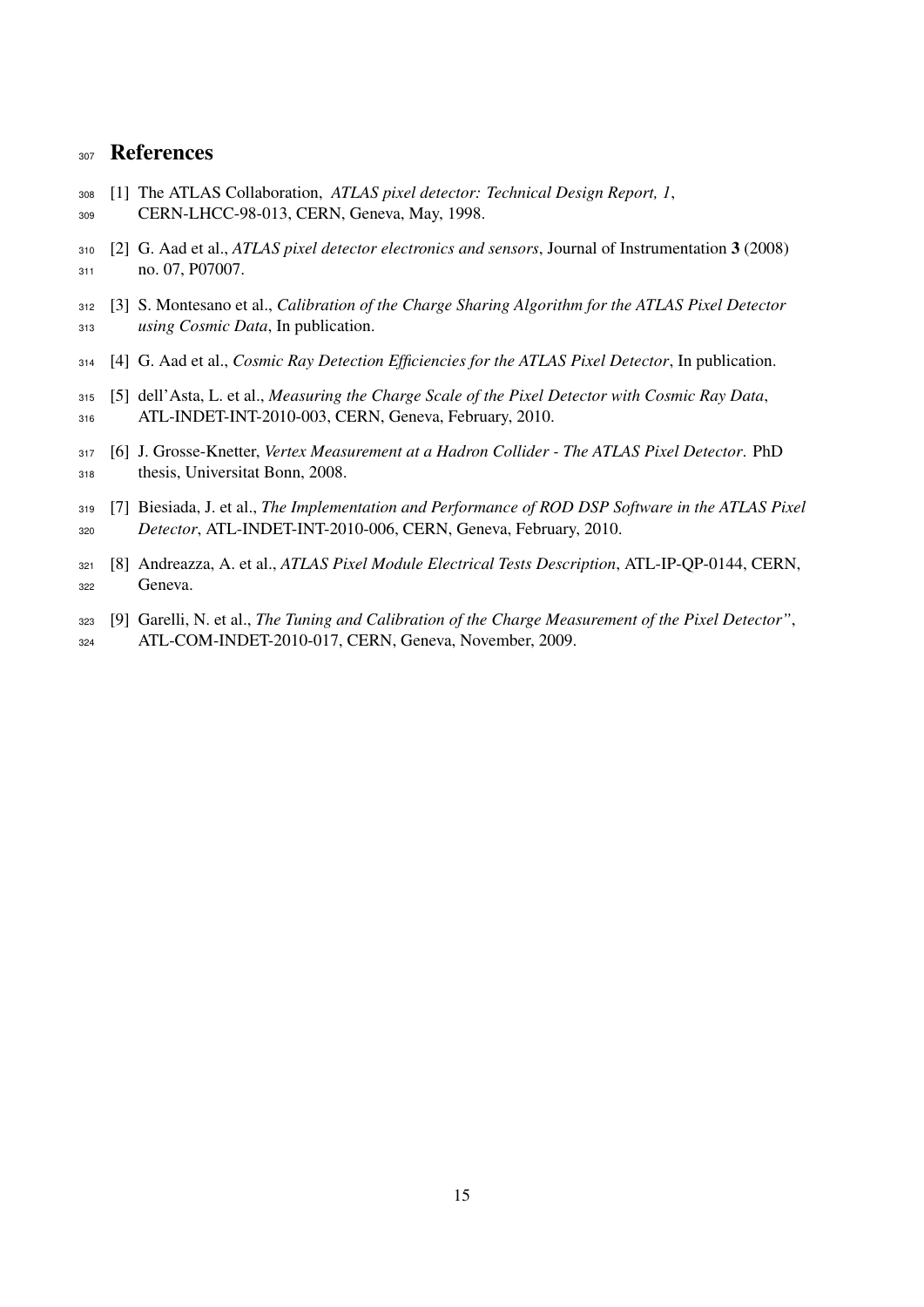# References

[1] The ATLAS Collaboration, *ATLAS pixel detector: Technical Design Report, 1*, CERN-LHCC-98-013, CERN, Geneva, May, 1998.

[2] G. Aad et al., *ATLAS pixel detector electronics and sensors*, Journal of Instrumentation **3** (2008) no. 07, P07007.

[3] S. Montesano et al., *Calibration of the Charge Sharing Algorithm for the ATLAS Pixel Detector using Cosmic Data*, In publication.

[4] G. Aad et al., *Cosmic Ray Detection Efficiencies for the ATLAS Pixel Detector*, In publication.

[5] dell'Asta, L. et al., *Measuring the Charge Scale of the Pixel Detector with Cosmic Ray Data*, ATL-INDET-INT-2010-003, CERN, Geneva, February, 2010.

[6] J. Grosse-Knetter, *Vertex Measurement at a Hadron Collider - The ATLAS Pixel Detector.* PhD thesis, Universitat Bonn, 2008.

[7] Biesiada, J. et al., *The Implementation and Performance of ROD DSP Software in the ATLAS Pixel Detector*, ATL-INDET-INT-2010-006, CERN, Geneva, February, 2010.

[8] Andreazza, A. et al., *ATLAS Pixel Module Electrical Tests Description*, ATL-IP-QP-0144, CERN, Geneva.

[9] Garelli, N. et al., *The Tuning and Calibration of the Charge Measurement of the Pixel Detector"*, ATL-COM-INDET-2010-017, CERN, Geneva, November, 2009.